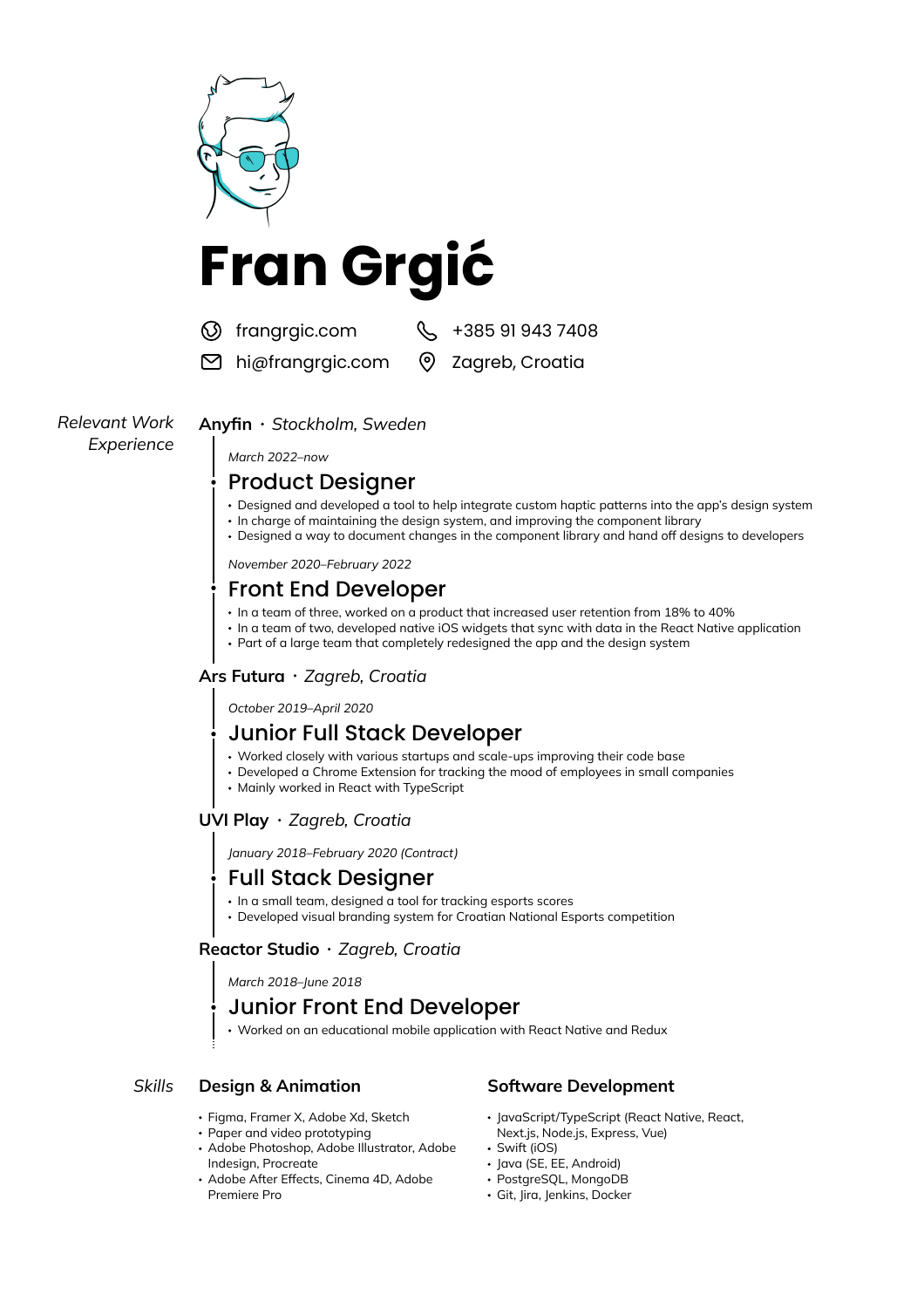# Fran Grgić

frangrgic.com
+385 91 943 7408
hi@frangrgic.com
Zagreb, Croatia

## Relevant Work Experience

**Anyfin** · *Stockholm, Sweden*

*March 2022–now*

### Product Designer

- Designed and developed a tool to help integrate custom haptic patterns into the app's design system
- In charge of maintaining the design system, and improving the component library
- Designed a way to document changes in the component library and hand off designs to developers

*November 2020–February 2022*

### Front End Developer

- In a team of three, worked on a product that increased user retention from 18% to 40%
- In a team of two, developed native iOS widgets that sync with data in the React Native application
- Part of a large team that completely redesigned the app and the design system

**Ars Futura** · *Zagreb, Croatia*

*October 2019–April 2020*

### Junior Full Stack Developer

- Worked closely with various startups and scale-ups improving their code base
- Developed a Chrome Extension for tracking the mood of employees in small companies
- Mainly worked in React with TypeScript

**UVI Play** · *Zagreb, Croatia*

*January 2018–February 2020 (Contract)*

### Full Stack Designer

- In a small team, designed a tool for tracking esports scores
- Developed visual branding system for Croatian National Esports competition

**Reactor Studio** · *Zagreb, Croatia*

*March 2018–June 2018*

### Junior Front End Developer

- Worked on an educational mobile application with React Native and Redux

## Skills

**Design & Animation**

- Figma, Framer X, Adobe Xd, Sketch
- Paper and video prototyping
- Adobe Photoshop, Adobe Illustrator, Adobe Indesign, Procreate
- Adobe After Effects, Cinema 4D, Adobe Premiere Pro

**Software Development**

- JavaScript/TypeScript (React Native, React, Next.js, Node.js, Express, Vue)
- Swift (iOS)
- Java (SE, EE, Android)
- PostgreSQL, MongoDB
- Git, Jira, Jenkins, Docker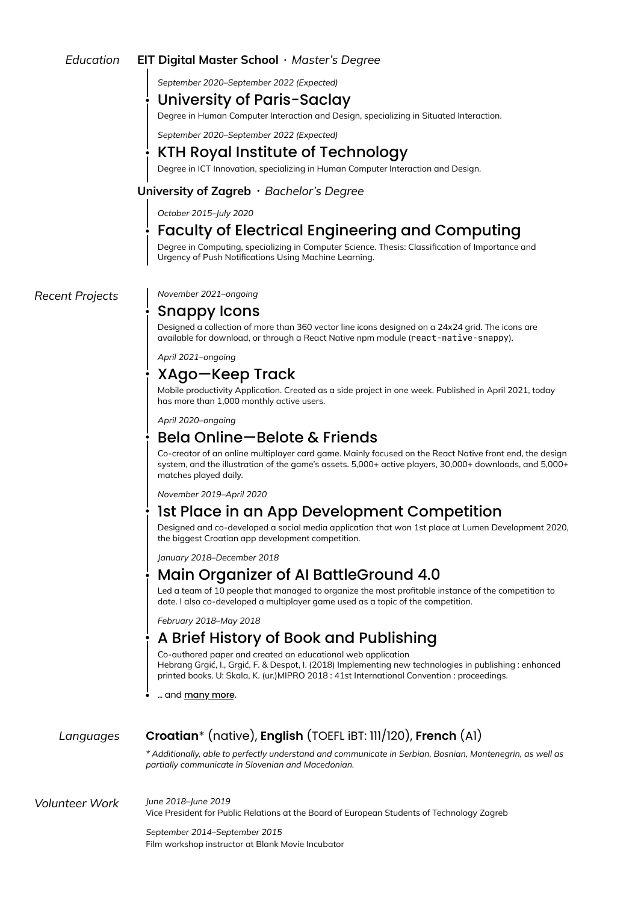## Education

**EIT Digital Master School** · *Master's Degree*

*September 2020–September 2022 (Expected)*

### University of Paris-Saclay

Degree in Human Computer Interaction and Design, specializing in Situated Interaction.

*September 2020–September 2022 (Expected)*

### KTH Royal Institute of Technology

Degree in ICT Innovation, specializing in Human Computer Interaction and Design.

**University of Zagreb** · *Bachelor's Degree*

*October 2015–July 2020*

### Faculty of Electrical Engineering and Computing

Degree in Computing, specializing in Computer Science. Thesis: Classification of Importance and Urgency of Push Notifications Using Machine Learning.

## Recent Projects

*November 2021–ongoing*

### Snappy Icons

Designed a collection of more than 360 vector line icons designed on a 24x24 grid. The icons are available for download, or through a React Native npm module (`react-native-snappy`).

*April 2021–ongoing*

### XAgo—Keep Track

Mobile productivity Application. Created as a side project in one week. Published in April 2021, today has more than 1,000 monthly active users.

*April 2020–ongoing*

### Bela Online—Belote & Friends

Co-creator of an online multiplayer card game. Mainly focused on the React Native front end, the design system, and the illustration of the game's assets. 5,000+ active players, 30,000+ downloads, and 5,000+ matches played daily.

*November 2019–April 2020*

### 1st Place in an App Development Competition

Designed and co-developed a social media application that won 1st place at Lumen Development 2020, the biggest Croatian app development competition.

*January 2018–December 2018*

### Main Organizer of AI BattleGround 4.0

Led a team of 10 people that managed to organize the most profitable instance of the competition to date. I also co-developed a multiplayer game used as a topic of the competition.

*February 2018–May 2018*

### A Brief History of Book and Publishing

Co-authored paper and created an educational web application
Hebrang Grgić, I., Grgić, F. & Despot, I. (2018) Implementing new technologies in publishing : enhanced printed books. U: Skala, K. (ur.)MIPRO 2018 : 41st International Convention : proceedings.

... and **many more**.

## Languages

**Croatian*** (native), **English** (TOEFL iBT: 111/120), **French** (A1)

*\* Additionally, able to perfectly understand and communicate in Serbian, Bosnian, Montenegrin, as well as partially communicate in Slovenian and Macedonian.*

## Volunteer Work

*June 2018–June 2019*
Vice President for Public Relations at the Board of European Students of Technology Zagreb

*September 2014–September 2015*
Film workshop instructor at Blank Movie Incubator